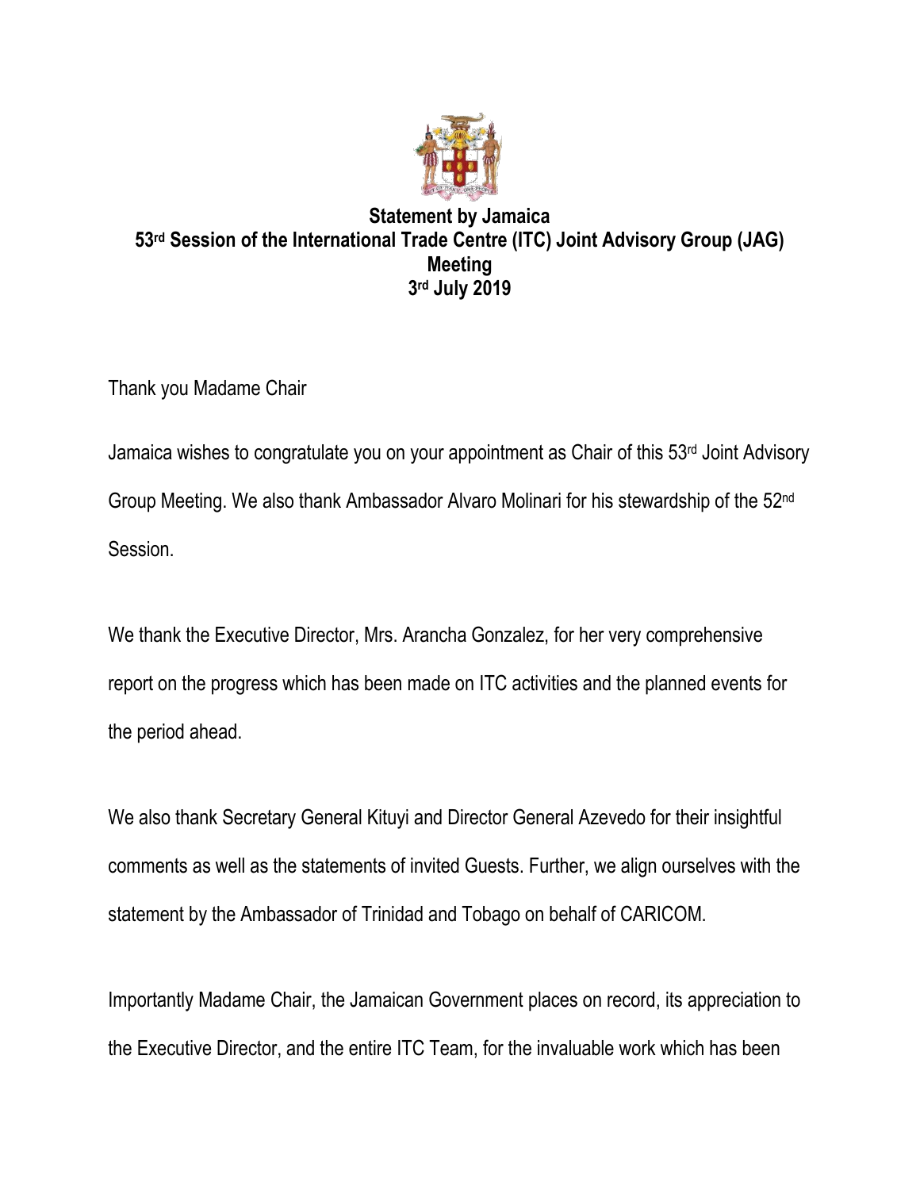**Statement by Jamaica**
**53rd Session of the International Trade Centre (ITC) Joint Advisory Group (JAG) Meeting**
**3rd July 2019**

Thank you Madame Chair

Jamaica wishes to congratulate you on your appointment as Chair of this 53rd Joint Advisory Group Meeting. We also thank Ambassador Alvaro Molinari for his stewardship of the 52nd Session.

We thank the Executive Director, Mrs. Arancha Gonzalez, for her very comprehensive report on the progress which has been made on ITC activities and the planned events for the period ahead.

We also thank Secretary General Kituyi and Director General Azevedo for their insightful comments as well as the statements of invited Guests. Further, we align ourselves with the statement by the Ambassador of Trinidad and Tobago on behalf of CARICOM.

Importantly Madame Chair, the Jamaican Government places on record, its appreciation to the Executive Director, and the entire ITC Team, for the invaluable work which has been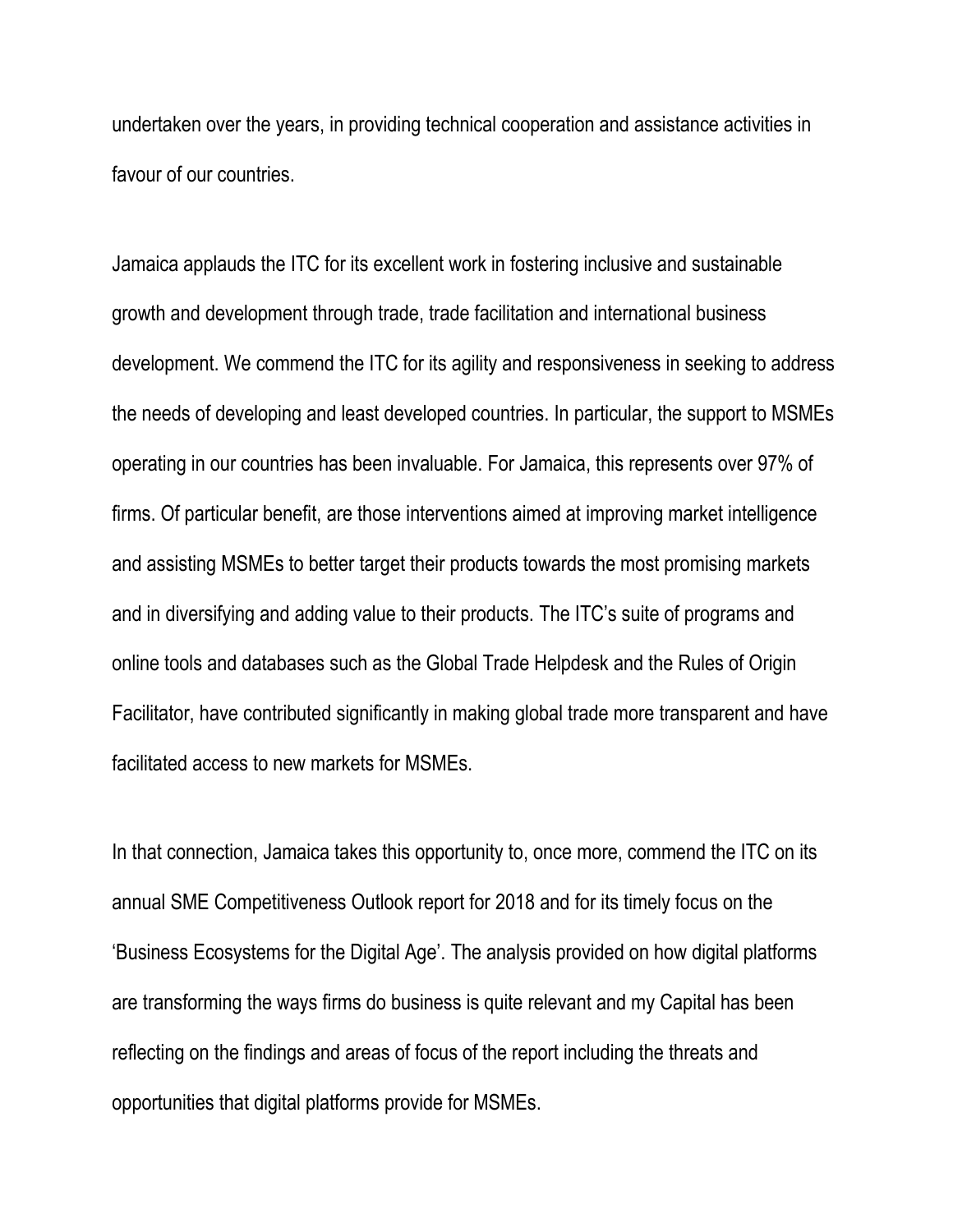undertaken over the years, in providing technical cooperation and assistance activities in favour of our countries.

Jamaica applauds the ITC for its excellent work in fostering inclusive and sustainable growth and development through trade, trade facilitation and international business development. We commend the ITC for its agility and responsiveness in seeking to address the needs of developing and least developed countries. In particular, the support to MSMEs operating in our countries has been invaluable. For Jamaica, this represents over 97% of firms. Of particular benefit, are those interventions aimed at improving market intelligence and assisting MSMEs to better target their products towards the most promising markets and in diversifying and adding value to their products. The ITC's suite of programs and online tools and databases such as the Global Trade Helpdesk and the Rules of Origin Facilitator, have contributed significantly in making global trade more transparent and have facilitated access to new markets for MSMEs.

In that connection, Jamaica takes this opportunity to, once more, commend the ITC on its annual SME Competitiveness Outlook report for 2018 and for its timely focus on the 'Business Ecosystems for the Digital Age'. The analysis provided on how digital platforms are transforming the ways firms do business is quite relevant and my Capital has been reflecting on the findings and areas of focus of the report including the threats and opportunities that digital platforms provide for MSMEs.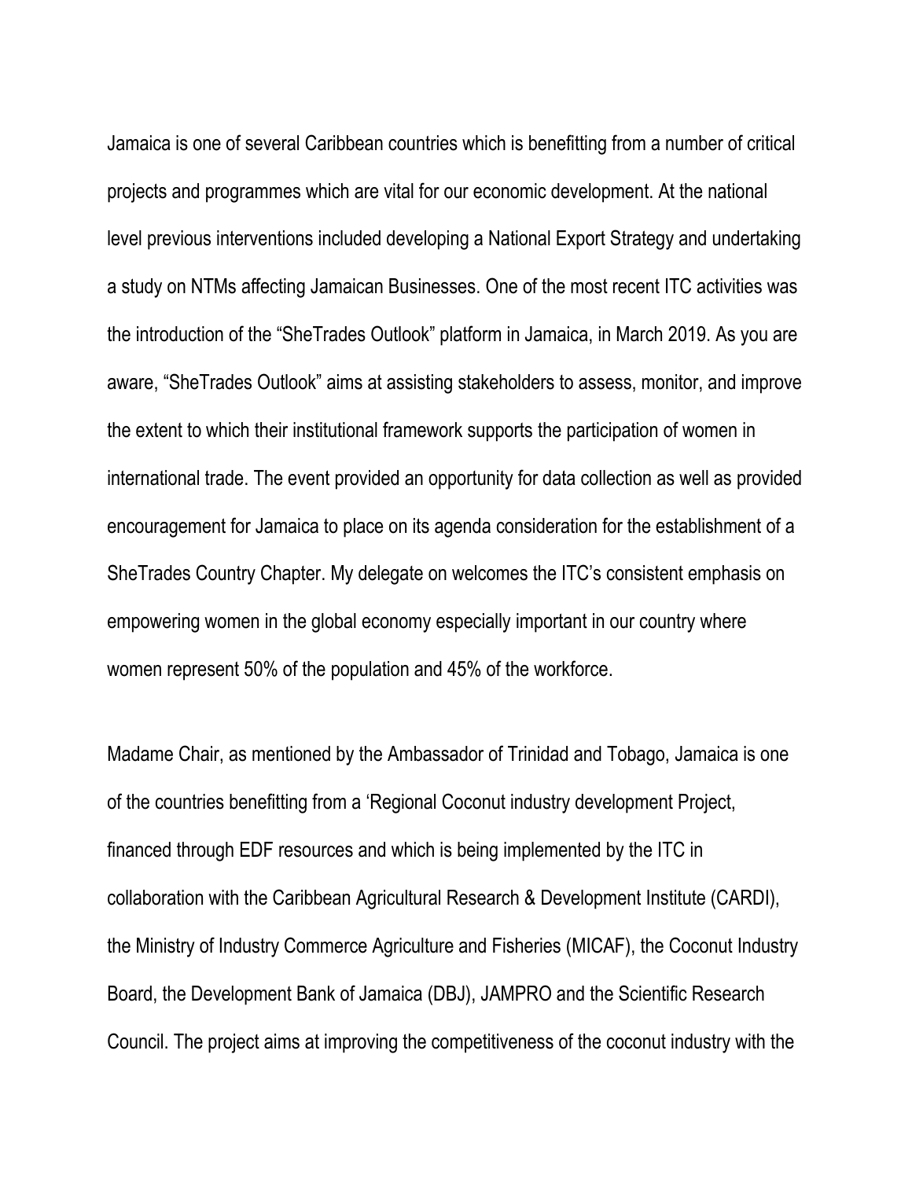Jamaica is one of several Caribbean countries which is benefitting from a number of critical projects and programmes which are vital for our economic development. At the national level previous interventions included developing a National Export Strategy and undertaking a study on NTMs affecting Jamaican Businesses. One of the most recent ITC activities was the introduction of the "SheTrades Outlook" platform in Jamaica, in March 2019. As you are aware, "SheTrades Outlook" aims at assisting stakeholders to assess, monitor, and improve the extent to which their institutional framework supports the participation of women in international trade. The event provided an opportunity for data collection as well as provided encouragement for Jamaica to place on its agenda consideration for the establishment of a SheTrades Country Chapter. My delegate on welcomes the ITC's consistent emphasis on empowering women in the global economy especially important in our country where women represent 50% of the population and 45% of the workforce.

Madame Chair, as mentioned by the Ambassador of Trinidad and Tobago, Jamaica is one of the countries benefitting from a 'Regional Coconut industry development Project, financed through EDF resources and which is being implemented by the ITC in collaboration with the Caribbean Agricultural Research & Development Institute (CARDI), the Ministry of Industry Commerce Agriculture and Fisheries (MICAF), the Coconut Industry Board, the Development Bank of Jamaica (DBJ), JAMPRO and the Scientific Research Council. The project aims at improving the competitiveness of the coconut industry with the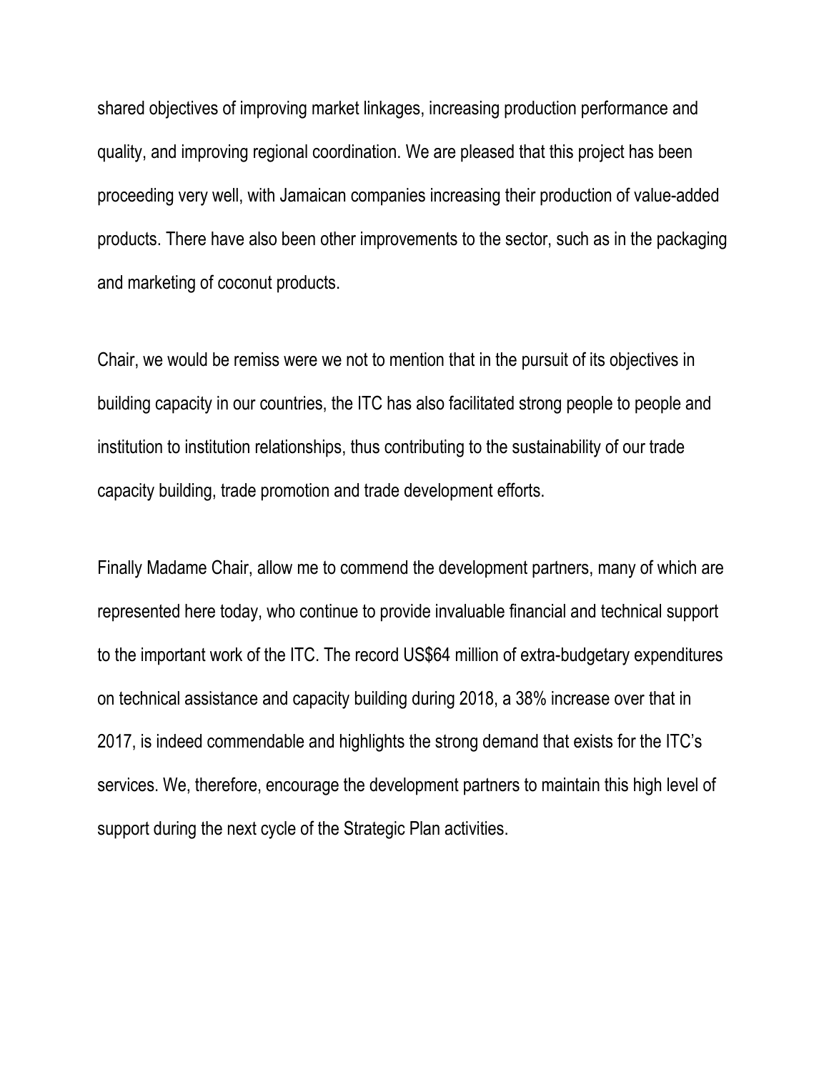shared objectives of improving market linkages, increasing production performance and quality, and improving regional coordination. We are pleased that this project has been proceeding very well, with Jamaican companies increasing their production of value-added products. There have also been other improvements to the sector, such as in the packaging and marketing of coconut products.

Chair, we would be remiss were we not to mention that in the pursuit of its objectives in building capacity in our countries, the ITC has also facilitated strong people to people and institution to institution relationships, thus contributing to the sustainability of our trade capacity building, trade promotion and trade development efforts.

Finally Madame Chair, allow me to commend the development partners, many of which are represented here today, who continue to provide invaluable financial and technical support to the important work of the ITC. The record US$64 million of extra-budgetary expenditures on technical assistance and capacity building during 2018, a 38% increase over that in 2017, is indeed commendable and highlights the strong demand that exists for the ITC's services. We, therefore, encourage the development partners to maintain this high level of support during the next cycle of the Strategic Plan activities.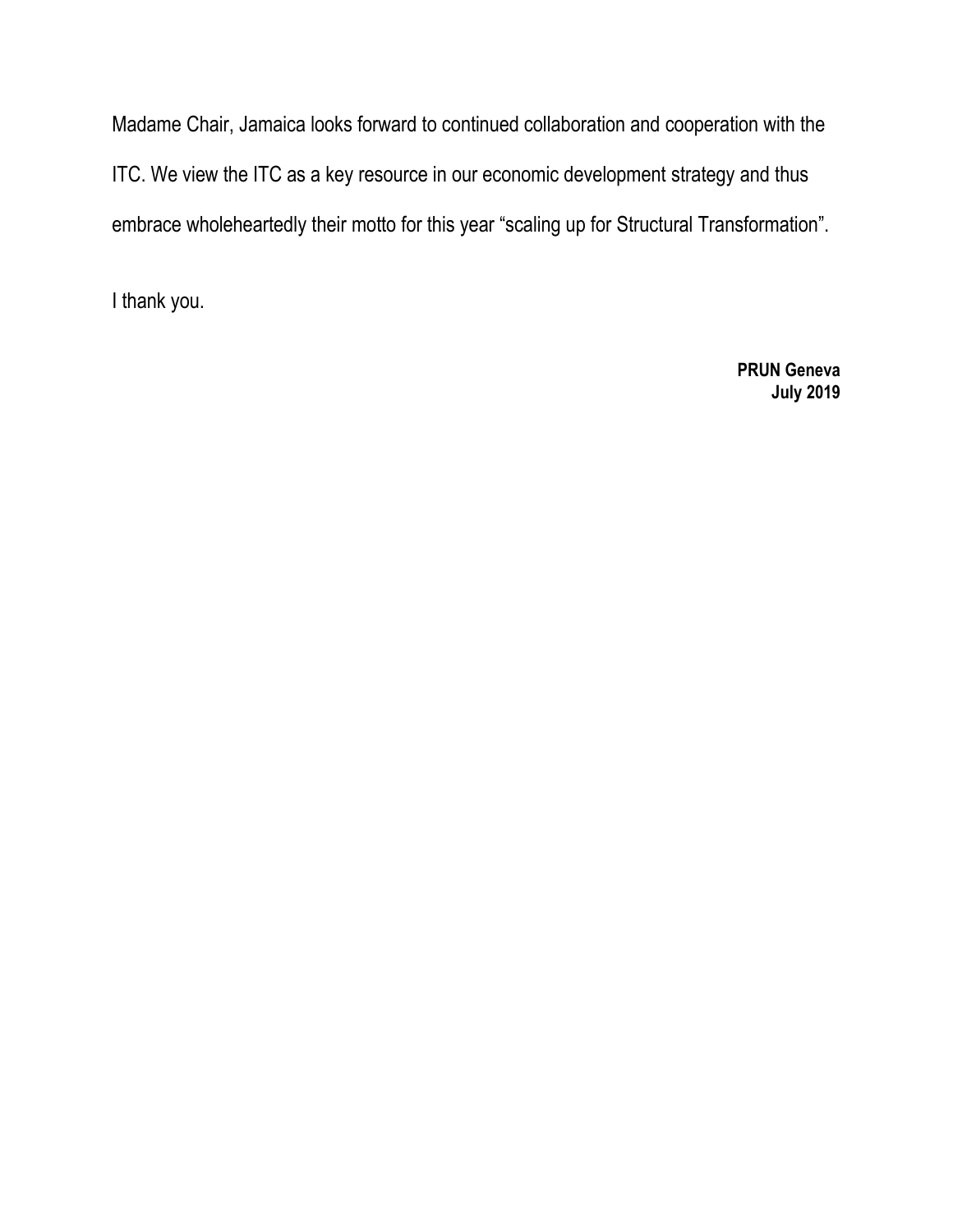Madame Chair, Jamaica looks forward to continued collaboration and cooperation with the ITC. We view the ITC as a key resource in our economic development strategy and thus embrace wholeheartedly their motto for this year “scaling up for Structural Transformation”.

I thank you.

**PRUN Geneva**
**July 2019**